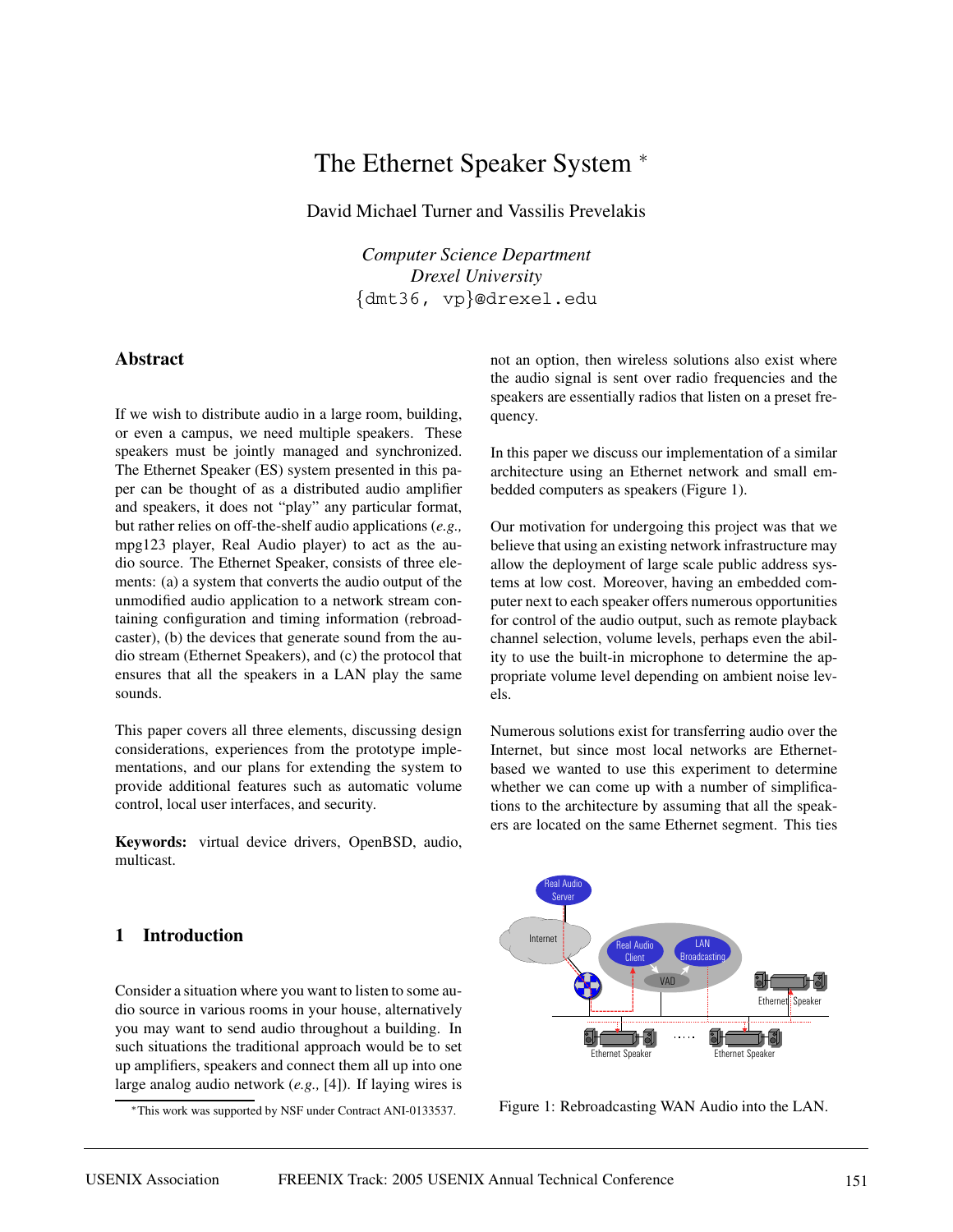# The Ethernet Speaker System [*]

David Michael Turner and Vassilis Prevelakis

*Computer Science Department*
*Drexel University*
{dmt36, vp}@drexel.edu

## Abstract

If we wish to distribute audio in a large room, building, or even a campus, we need multiple speakers. These speakers must be jointly managed and synchronized. The Ethernet Speaker (ES) system presented in this paper can be thought of as a distributed audio amplifier and speakers, it does not "play" any particular format, but rather relies on off-the-shelf audio applications (*e.g.,* mpg123 player, Real Audio player) to act as the audio source. The Ethernet Speaker, consists of three elements: (a) a system that converts the audio output of the unmodified audio application to a network stream containing configuration and timing information (rebroadcaster), (b) the devices that generate sound from the audio stream (Ethernet Speakers), and (c) the protocol that ensures that all the speakers in a LAN play the same sounds.

This paper covers all three elements, discussing design considerations, experiences from the prototype implementations, and our plans for extending the system to provide additional features such as automatic volume control, local user interfaces, and security.

**Keywords:** virtual device drivers, OpenBSD, audio, multicast.

## 1 Introduction

Consider a situation where you want to listen to some audio source in various rooms in your house, alternatively you may want to send audio throughout a building. In such situations the traditional approach would be to set up amplifiers, speakers and connect them all up into one large analog audio network (*e.g.,* [4]). If laying wires is not an option, then wireless solutions also exist where the audio signal is sent over radio frequencies and the speakers are essentially radios that listen on a preset frequency.

In this paper we discuss our implementation of a similar architecture using an Ethernet network and small embedded computers as speakers (Figure 1).

Our motivation for undergoing this project was that we believe that using an existing network infrastructure may allow the deployment of large scale public address systems at low cost. Moreover, having an embedded computer next to each speaker offers numerous opportunities for control of the audio output, such as remote playback channel selection, volume levels, perhaps even the ability to use the built-in microphone to determine the appropriate volume level depending on ambient noise levels.

Numerous solutions exist for transferring audio over the Internet, but since most local networks are Ethernet-based we wanted to use this experiment to determine whether we can come up with a number of simplifications to the architecture by assuming that all the speakers are located on the same Ethernet segment. This ties

Figure 1: Rebroadcasting WAN Audio into the LAN.

[*] This work was supported by NSF under Contract ANI-0133537.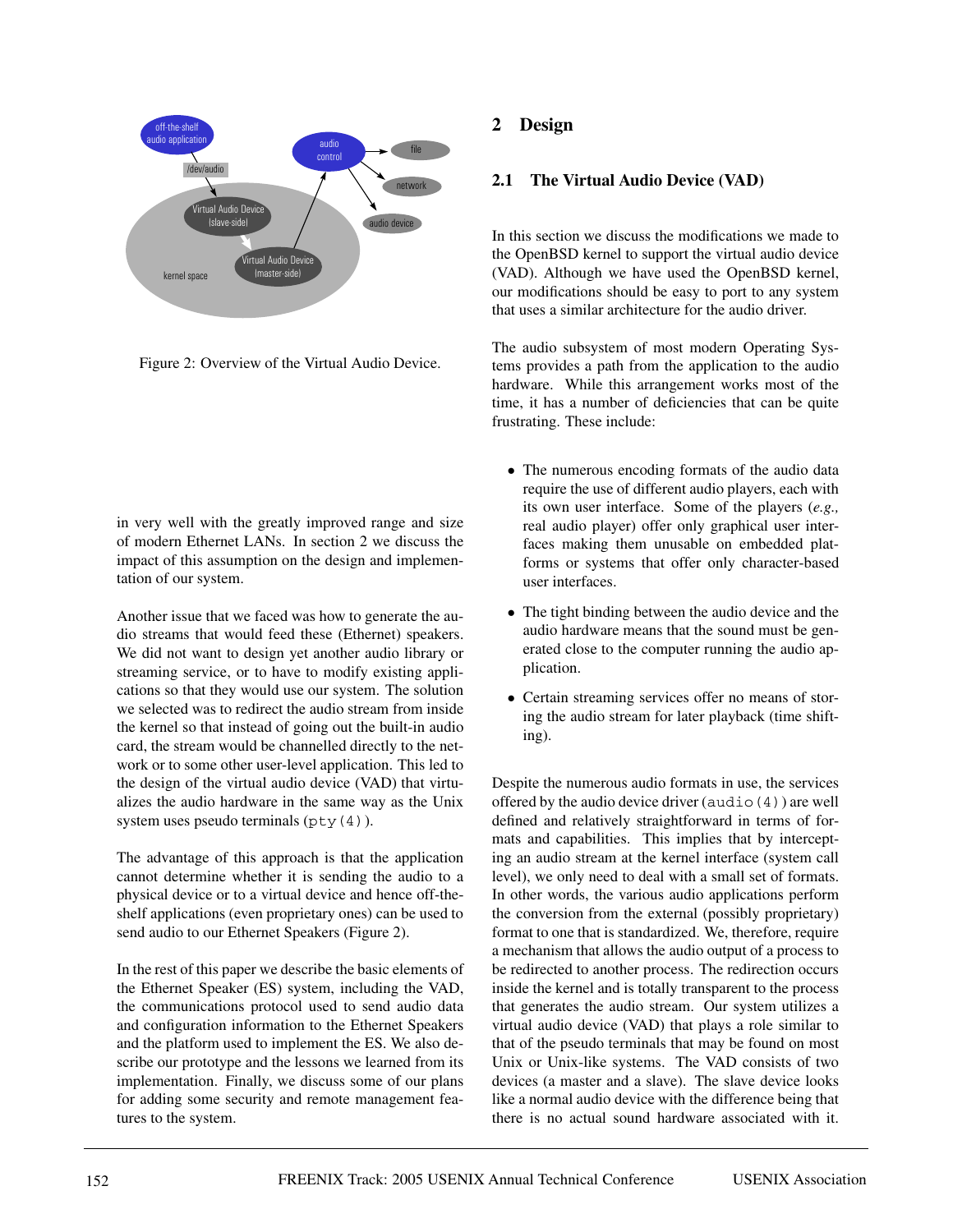Figure 2: Overview of the Virtual Audio Device.

in very well with the greatly improved range and size of modern Ethernet LANs. In section 2 we discuss the impact of this assumption on the design and implementation of our system.

Another issue that we faced was how to generate the audio streams that would feed these (Ethernet) speakers. We did not want to design yet another audio library or streaming service, or to have to modify existing applications so that they would use our system. The solution we selected was to redirect the audio stream from inside the kernel so that instead of going out the built-in audio card, the stream would be channelled directly to the network or to some other user-level application. This led to the design of the virtual audio device (VAD) that virtualizes the audio hardware in the same way as the Unix system uses pseudo terminals (`pty(4)`).

The advantage of this approach is that the application cannot determine whether it is sending the audio to a physical device or to a virtual device and hence off-the-shelf applications (even proprietary ones) can be used to send audio to our Ethernet Speakers (Figure 2).

In the rest of this paper we describe the basic elements of the Ethernet Speaker (ES) system, including the VAD, the communications protocol used to send audio data and configuration information to the Ethernet Speakers and the platform used to implement the ES. We also describe our prototype and the lessons we learned from its implementation. Finally, we discuss some of our plans for adding some security and remote management features to the system.

## 2 Design

### 2.1 The Virtual Audio Device (VAD)

In this section we discuss the modifications we made to the OpenBSD kernel to support the virtual audio device (VAD). Although we have used the OpenBSD kernel, our modifications should be easy to port to any system that uses a similar architecture for the audio driver.

The audio subsystem of most modern Operating Systems provides a path from the application to the audio hardware. While this arrangement works most of the time, it has a number of deficiencies that can be quite frustrating. These include:

- The numerous encoding formats of the audio data require the use of different audio players, each with its own user interface. Some of the players (*e.g.,* real audio player) offer only graphical user interfaces making them unusable on embedded platforms or systems that offer only character-based user interfaces.
- The tight binding between the audio device and the audio hardware means that the sound must be generated close to the computer running the audio application.
- Certain streaming services offer no means of storing the audio stream for later playback (time shifting).

Despite the numerous audio formats in use, the services offered by the audio device driver (`audio(4)`) are well defined and relatively straightforward in terms of formats and capabilities. This implies that by intercepting an audio stream at the kernel interface (system call level), we only need to deal with a small set of formats. In other words, the various audio applications perform the conversion from the external (possibly proprietary) format to one that is standardized. We, therefore, require a mechanism that allows the audio output of a process to be redirected to another process. The redirection occurs inside the kernel and is totally transparent to the process that generates the audio stream. Our system utilizes a virtual audio device (VAD) that plays a role similar to that of the pseudo terminals that may be found on most Unix or Unix-like systems. The VAD consists of two devices (a master and a slave). The slave device looks like a normal audio device with the difference being that there is no actual sound hardware associated with it.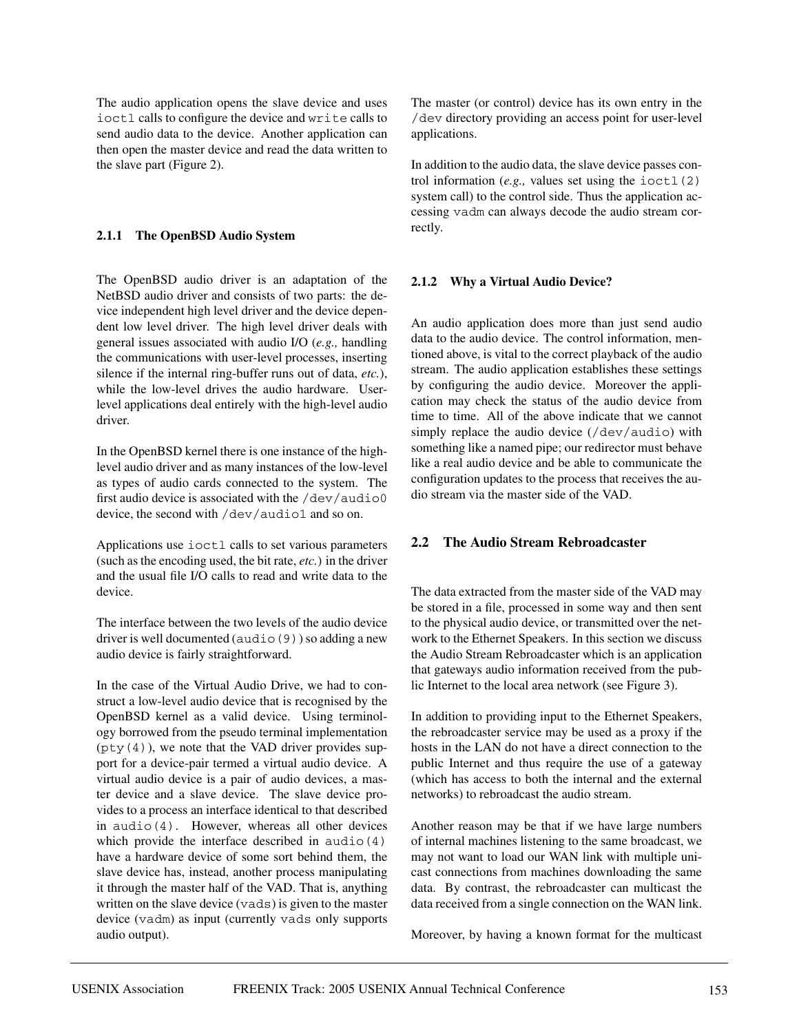The audio application opens the slave device and uses `ioctl` calls to configure the device and `write` calls to send audio data to the device. Another application can then open the master device and read the data written to the slave part (Figure 2).

### 2.1.1 The OpenBSD Audio System

The OpenBSD audio driver is an adaptation of the NetBSD audio driver and consists of two parts: the device independent high level driver and the device dependent low level driver. The high level driver deals with general issues associated with audio I/O (*e.g.,* handling the communications with user-level processes, inserting silence if the internal ring-buffer runs out of data, *etc.*), while the low-level drives the audio hardware. User-level applications deal entirely with the high-level audio driver.

In the OpenBSD kernel there is one instance of the high-level audio driver and as many instances of the low-level as types of audio cards connected to the system. The first audio device is associated with the `/dev/audio0` device, the second with `/dev/audio1` and so on.

Applications use `ioctl` calls to set various parameters (such as the encoding used, the bit rate, *etc.*) in the driver and the usual file I/O calls to read and write data to the device.

The interface between the two levels of the audio device driver is well documented (`audio(9)`) so adding a new audio device is fairly straightforward.

In the case of the Virtual Audio Drive, we had to construct a low-level audio device that is recognised by the OpenBSD kernel as a valid device. Using terminology borrowed from the pseudo terminal implementation (`pty(4)`), we note that the VAD driver provides support for a device-pair termed a virtual audio device. A virtual audio device is a pair of audio devices, a master device and a slave device. The slave device provides to a process an interface identical to that described in `audio(4)`. However, whereas all other devices which provide the interface described in `audio(4)` have a hardware device of some sort behind them, the slave device has, instead, another process manipulating it through the master half of the VAD. That is, anything written on the slave device (`vads`) is given to the master device (`vadm`) as input (currently `vads` only supports audio output).

The master (or control) device has its own entry in the `/dev` directory providing an access point for user-level applications.

In addition to the audio data, the slave device passes control information (*e.g.,* values set using the `ioctl(2)` system call) to the control side. Thus the application accessing `vadm` can always decode the audio stream correctly.

### 2.1.2 Why a Virtual Audio Device?

An audio application does more than just send audio data to the audio device. The control information, mentioned above, is vital to the correct playback of the audio stream. The audio application establishes these settings by configuring the audio device. Moreover the application may check the status of the audio device from time to time. All of the above indicate that we cannot simply replace the audio device (`/dev/audio`) with something like a named pipe; our redirector must behave like a real audio device and be able to communicate the configuration updates to the process that receives the audio stream via the master side of the VAD.

## 2.2 The Audio Stream Rebroadcaster

The data extracted from the master side of the VAD may be stored in a file, processed in some way and then sent to the physical audio device, or transmitted over the network to the Ethernet Speakers. In this section we discuss the Audio Stream Rebroadcaster which is an application that gateways audio information received from the public Internet to the local area network (see Figure 3).

In addition to providing input to the Ethernet Speakers, the rebroadcaster service may be used as a proxy if the hosts in the LAN do not have a direct connection to the public Internet and thus require the use of a gateway (which has access to both the internal and the external networks) to rebroadcast the audio stream.

Another reason may be that if we have large numbers of internal machines listening to the same broadcast, we may not want to load our WAN link with multiple unicast connections from machines downloading the same data. By contrast, the rebroadcaster can multicast the data received from a single connection on the WAN link.

Moreover, by having a known format for the multicast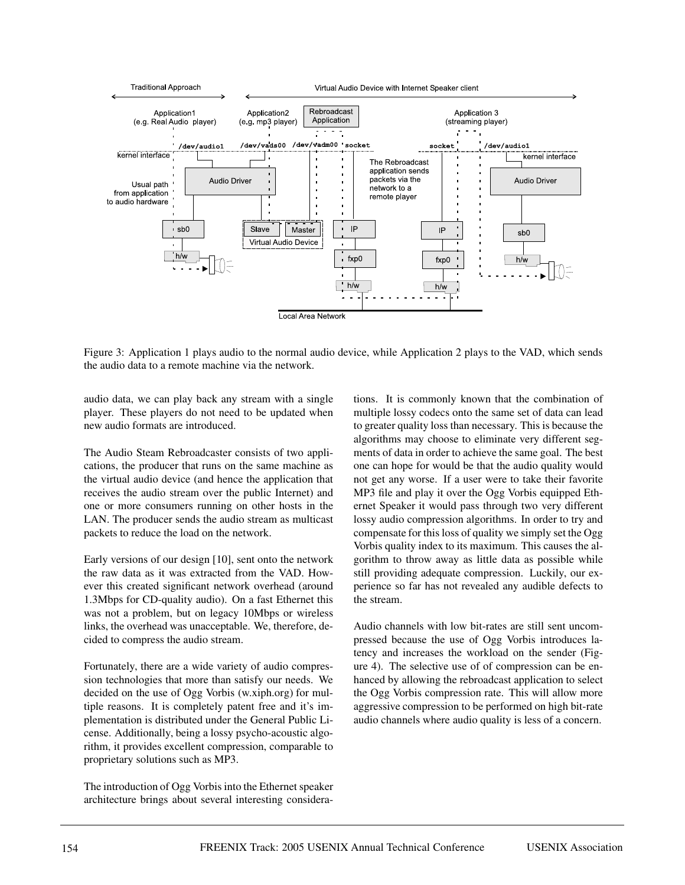Figure 3: Application 1 plays audio to the normal audio device, while Application 2 plays to the VAD, which sends the audio data to a remote machine via the network.

audio data, we can play back any stream with a single player. These players do not need to be updated when new audio formats are introduced.

The Audio Steam Rebroadcaster consists of two applications, the producer that runs on the same machine as the virtual audio device (and hence the application that receives the audio stream over the public Internet) and one or more consumers running on other hosts in the LAN. The producer sends the audio stream as multicast packets to reduce the load on the network.

Early versions of our design [10], sent onto the network the raw data as it was extracted from the VAD. However this created significant network overhead (around 1.3Mbps for CD-quality audio). On a fast Ethernet this was not a problem, but on legacy 10Mbps or wireless links, the overhead was unacceptable. We, therefore, decided to compress the audio stream.

Fortunately, there are a wide variety of audio compression technologies that more than satisfy our needs. We decided on the use of Ogg Vorbis (w.xiph.org) for multiple reasons. It is completely patent free and it's implementation is distributed under the General Public License. Additionally, being a lossy psycho-acoustic algorithm, it provides excellent compression, comparable to proprietary solutions such as MP3.

The introduction of Ogg Vorbis into the Ethernet speaker architecture brings about several interesting considerations. It is commonly known that the combination of multiple lossy codecs onto the same set of data can lead to greater quality loss than necessary. This is because the algorithms may choose to eliminate very different segments of data in order to achieve the same goal. The best one can hope for would be that the audio quality would not get any worse. If a user were to take their favorite MP3 file and play it over the Ogg Vorbis equipped Ethernet Speaker it would pass through two very different lossy audio compression algorithms. In order to try and compensate for this loss of quality we simply set the Ogg Vorbis quality index to its maximum. This causes the algorithm to throw away as little data as possible while still providing adequate compression. Luckily, our experience so far has not revealed any audible defects to the stream.

Audio channels with low bit-rates are still sent uncompressed because the use of Ogg Vorbis introduces latency and increases the workload on the sender (Figure 4). The selective use of of compression can be enhanced by allowing the rebroadcast application to select the Ogg Vorbis compression rate. This will allow more aggressive compression to be performed on high bit-rate audio channels where audio quality is less of a concern.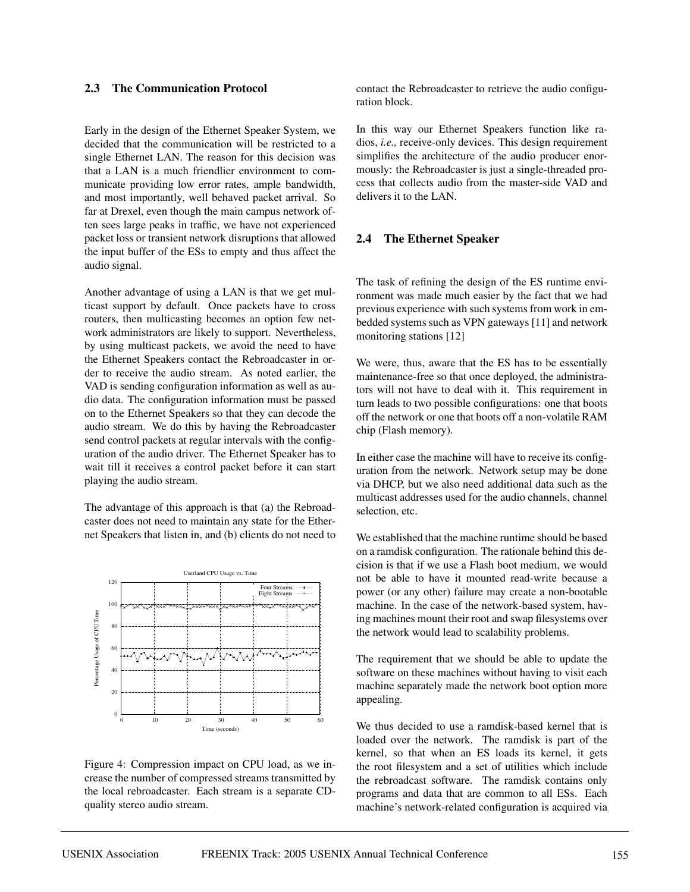### 2.3 The Communication Protocol

Early in the design of the Ethernet Speaker System, we decided that the communication will be restricted to a single Ethernet LAN. The reason for this decision was that a LAN is a much friendlier environment to communicate providing low error rates, ample bandwidth, and most importantly, well behaved packet arrival. So far at Drexel, even though the main campus network often sees large peaks in traffic, we have not experienced packet loss or transient network disruptions that allowed the input buffer of the ESs to empty and thus affect the audio signal.

Another advantage of using a LAN is that we get multicast support by default. Once packets have to cross routers, then multicasting becomes an option few network administrators are likely to support. Nevertheless, by using multicast packets, we avoid the need to have the Ethernet Speakers contact the Rebroadcaster in order to receive the audio stream. As noted earlier, the VAD is sending configuration information as well as audio data. The configuration information must be passed on to the Ethernet Speakers so that they can decode the audio stream. We do this by having the Rebroadcaster send control packets at regular intervals with the configuration of the audio driver. The Ethernet Speaker has to wait till it receives a control packet before it can start playing the audio stream.

The advantage of this approach is that (a) the Rebroadcaster does not need to maintain any state for the Ethernet Speakers that listen in, and (b) clients do not need to contact the Rebroadcaster to retrieve the audio configuration block.

Figure 4: Compression impact on CPU load, as we increase the number of compressed streams transmitted by the local rebroadcaster. Each stream is a separate CD-quality stereo audio stream.

In this way our Ethernet Speakers function like radios, *i.e.,* receive-only devices. This design requirement simplifies the architecture of the audio producer enormously: the Rebroadcaster is just a single-threaded process that collects audio from the master-side VAD and delivers it to the LAN.

### 2.4 The Ethernet Speaker

The task of refining the design of the ES runtime environment was made much easier by the fact that we had previous experience with such systems from work in embedded systems such as VPN gateways [11] and network monitoring stations [12]

We were, thus, aware that the ES has to be essentially maintenance-free so that once deployed, the administrators will not have to deal with it. This requirement in turn leads to two possible configurations: one that boots off the network or one that boots off a non-volatile RAM chip (Flash memory).

In either case the machine will have to receive its configuration from the network. Network setup may be done via DHCP, but we also need additional data such as the multicast addresses used for the audio channels, channel selection, etc.

We established that the machine runtime should be based on a ramdisk configuration. The rationale behind this decision is that if we use a Flash boot medium, we would not be able to have it mounted read-write because a power (or any other) failure may create a non-bootable machine. In the case of the network-based system, having machines mount their root and swap filesystems over the network would lead to scalability problems.

The requirement that we should be able to update the software on these machines without having to visit each machine separately made the network boot option more appealing.

We thus decided to use a ramdisk-based kernel that is loaded over the network. The ramdisk is part of the kernel, so that when an ES loads its kernel, it gets the root filesystem and a set of utilities which include the rebroadcast software. The ramdisk contains only programs and data that are common to all ESs. Each machine's network-related configuration is acquired via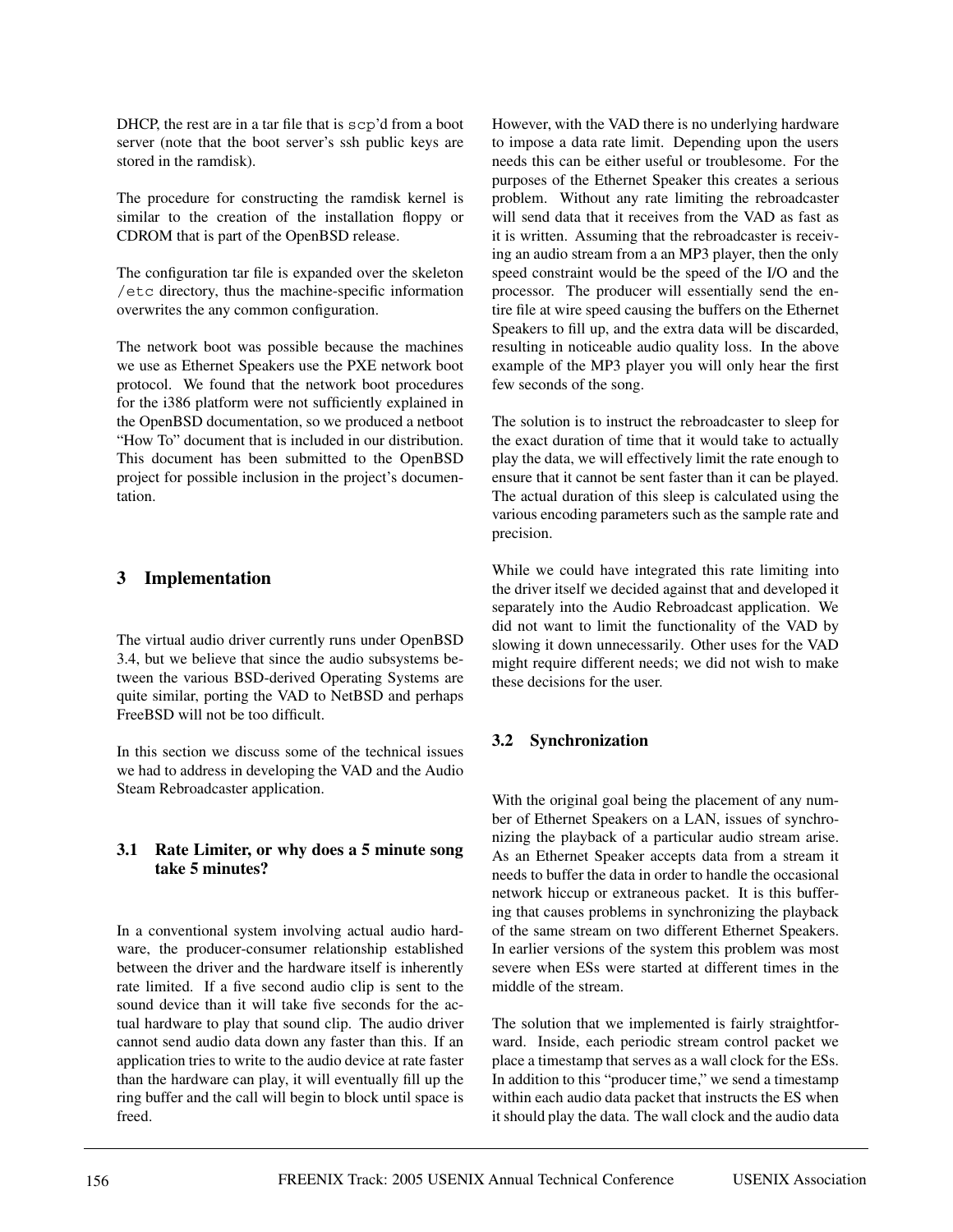DHCP, the rest are in a tar file that is scp'd from a boot server (note that the boot server's ssh public keys are stored in the ramdisk).

The procedure for constructing the ramdisk kernel is similar to the creation of the installation floppy or CDROM that is part of the OpenBSD release.

The configuration tar file is expanded over the skeleton /etc directory, thus the machine-specific information overwrites the any common configuration.

The network boot was possible because the machines we use as Ethernet Speakers use the PXE network boot protocol. We found that the network boot procedures for the i386 platform were not sufficiently explained in the OpenBSD documentation, so we produced a netboot "How To" document that is included in our distribution. This document has been submitted to the OpenBSD project for possible inclusion in the project's documentation.

## 3 Implementation

The virtual audio driver currently runs under OpenBSD 3.4, but we believe that since the audio subsystems between the various BSD-derived Operating Systems are quite similar, porting the VAD to NetBSD and perhaps FreeBSD will not be too difficult.

In this section we discuss some of the technical issues we had to address in developing the VAD and the Audio Steam Rebroadcaster application.

### 3.1 Rate Limiter, or why does a 5 minute song take 5 minutes?

In a conventional system involving actual audio hardware, the producer-consumer relationship established between the driver and the hardware itself is inherently rate limited. If a five second audio clip is sent to the sound device than it will take five seconds for the actual hardware to play that sound clip. The audio driver cannot send audio data down any faster than this. If an application tries to write to the audio device at rate faster than the hardware can play, it will eventually fill up the ring buffer and the call will begin to block until space is freed.

However, with the VAD there is no underlying hardware to impose a data rate limit. Depending upon the users needs this can be either useful or troublesome. For the purposes of the Ethernet Speaker this creates a serious problem. Without any rate limiting the rebroadcaster will send data that it receives from the VAD as fast as it is written. Assuming that the rebroadcaster is receiving an audio stream from a an MP3 player, then the only speed constraint would be the speed of the I/O and the processor. The producer will essentially send the entire file at wire speed causing the buffers on the Ethernet Speakers to fill up, and the extra data will be discarded, resulting in noticeable audio quality loss. In the above example of the MP3 player you will only hear the first few seconds of the song.

The solution is to instruct the rebroadcaster to sleep for the exact duration of time that it would take to actually play the data, we will effectively limit the rate enough to ensure that it cannot be sent faster than it can be played. The actual duration of this sleep is calculated using the various encoding parameters such as the sample rate and precision.

While we could have integrated this rate limiting into the driver itself we decided against that and developed it separately into the Audio Rebroadcast application. We did not want to limit the functionality of the VAD by slowing it down unnecessarily. Other uses for the VAD might require different needs; we did not wish to make these decisions for the user.

### 3.2 Synchronization

With the original goal being the placement of any number of Ethernet Speakers on a LAN, issues of synchronizing the playback of a particular audio stream arise. As an Ethernet Speaker accepts data from a stream it needs to buffer the data in order to handle the occasional network hiccup or extraneous packet. It is this buffering that causes problems in synchronizing the playback of the same stream on two different Ethernet Speakers. In earlier versions of the system this problem was most severe when ESs were started at different times in the middle of the stream.

The solution that we implemented is fairly straightforward. Inside, each periodic stream control packet we place a timestamp that serves as a wall clock for the ESs. In addition to this "producer time," we send a timestamp within each audio data packet that instructs the ES when it should play the data. The wall clock and the audio data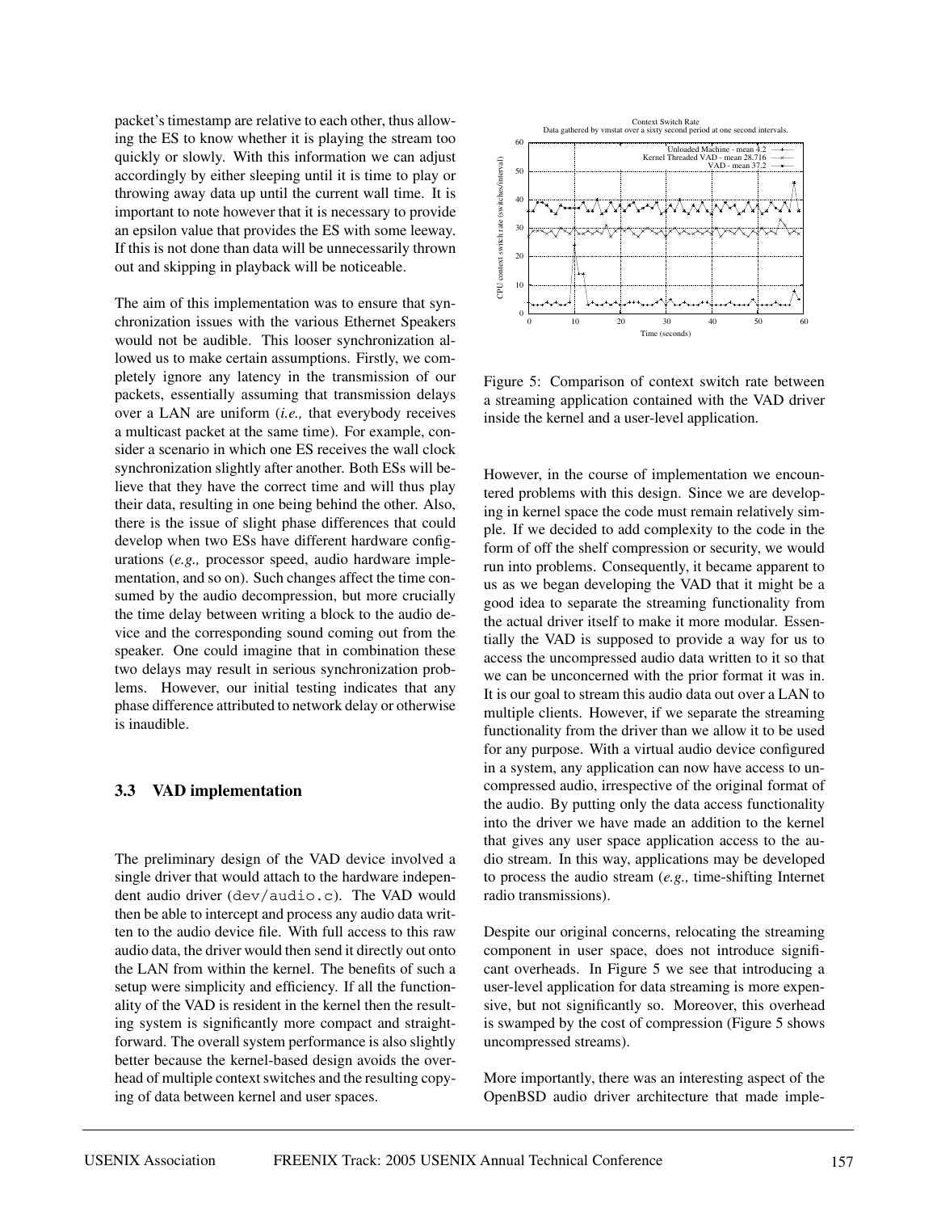packet's timestamp are relative to each other, thus allowing the ES to know whether it is playing the stream too quickly or slowly. With this information we can adjust accordingly by either sleeping until it is time to play or throwing away data up until the current wall time. It is important to note however that it is necessary to provide an epsilon value that provides the ES with some leeway. If this is not done than data will be unnecessarily thrown out and skipping in playback will be noticeable.

The aim of this implementation was to ensure that synchronization issues with the various Ethernet Speakers would not be audible. This looser synchronization allowed us to make certain assumptions. Firstly, we completely ignore any latency in the transmission of our packets, essentially assuming that transmission delays over a LAN are uniform (*i.e.,* that everybody receives a multicast packet at the same time). For example, consider a scenario in which one ES receives the wall clock synchronization slightly after another. Both ESs will believe that they have the correct time and will thus play their data, resulting in one being behind the other. Also, there is the issue of slight phase differences that could develop when two ESs have different hardware configurations (*e.g.,* processor speed, audio hardware implementation, and so on). Such changes affect the time consumed by the audio decompression, but more crucially the time delay between writing a block to the audio device and the corresponding sound coming out from the speaker. One could imagine that in combination these two delays may result in serious synchronization problems. However, our initial testing indicates that any phase difference attributed to network delay or otherwise is inaudible.

### 3.3 VAD implementation

The preliminary design of the VAD device involved a single driver that would attach to the hardware independent audio driver (`dev/audio.c`). The VAD would then be able to intercept and process any audio data written to the audio device file. With full access to this raw audio data, the driver would then send it directly out onto the LAN from within the kernel. The benefits of such a setup were simplicity and efficiency. If all the functionality of the VAD is resident in the kernel then the resulting system is significantly more compact and straightforward. The overall system performance is also slightly better because the kernel-based design avoids the overhead of multiple context switches and the resulting copying of data between kernel and user spaces.

Figure 5: Comparison of context switch rate between a streaming application contained with the VAD driver inside the kernel and a user-level application.

However, in the course of implementation we encountered problems with this design. Since we are developing in kernel space the code must remain relatively simple. If we decided to add complexity to the code in the form of off the shelf compression or security, we would run into problems. Consequently, it became apparent to us as we began developing the VAD that it might be a good idea to separate the streaming functionality from the actual driver itself to make it more modular. Essentially the VAD is supposed to provide a way for us to access the uncompressed audio data written to it so that we can be unconcerned with the prior format it was in. It is our goal to stream this audio data out over a LAN to multiple clients. However, if we separate the streaming functionality from the driver than we allow it to be used for any purpose. With a virtual audio device configured in a system, any application can now have access to uncompressed audio, irrespective of the original format of the audio. By putting only the data access functionality into the driver we have made an addition to the kernel that gives any user space application access to the audio stream. In this way, applications may be developed to process the audio stream (*e.g.,* time-shifting Internet radio transmissions).

Despite our original concerns, relocating the streaming component in user space, does not introduce significant overheads. In Figure 5 we see that introducing a user-level application for data streaming is more expensive, but not significantly so. Moreover, this overhead is swamped by the cost of compression (Figure 5 shows uncompressed streams).

More importantly, there was an interesting aspect of the OpenBSD audio driver architecture that made imple-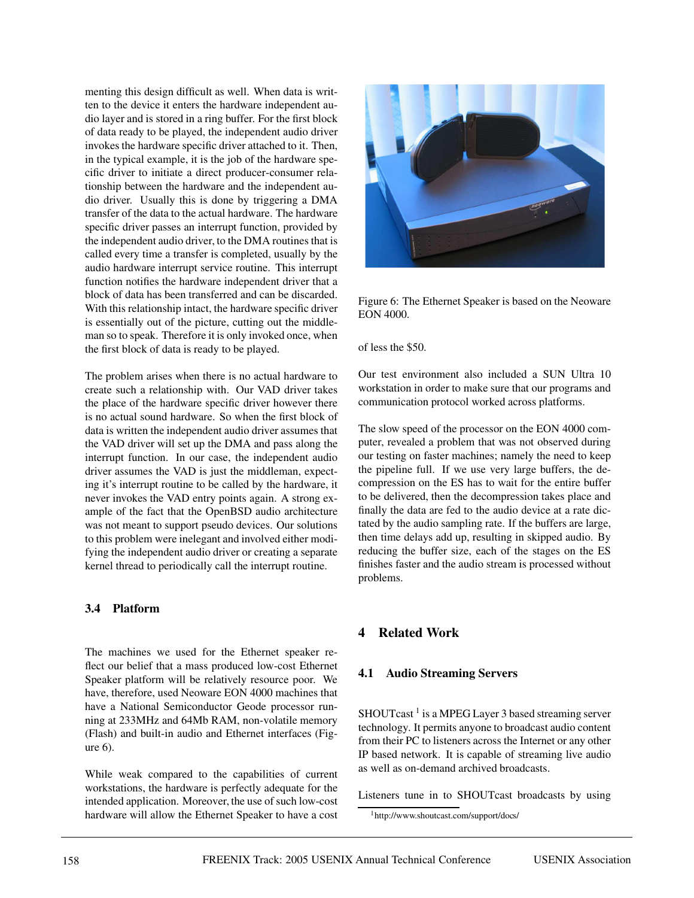menting this design difficult as well. When data is written to the device it enters the hardware independent audio layer and is stored in a ring buffer. For the first block of data ready to be played, the independent audio driver invokes the hardware specific driver attached to it. Then, in the typical example, it is the job of the hardware specific driver to initiate a direct producer-consumer relationship between the hardware and the independent audio driver. Usually this is done by triggering a DMA transfer of the data to the actual hardware. The hardware specific driver passes an interrupt function, provided by the independent audio driver, to the DMA routines that is called every time a transfer is completed, usually by the audio hardware interrupt service routine. This interrupt function notifies the hardware independent driver that a block of data has been transferred and can be discarded. With this relationship intact, the hardware specific driver is essentially out of the picture, cutting out the middleman so to speak. Therefore it is only invoked once, when the first block of data is ready to be played.

The problem arises when there is no actual hardware to create such a relationship with. Our VAD driver takes the place of the hardware specific driver however there is no actual sound hardware. So when the first block of data is written the independent audio driver assumes that the VAD driver will set up the DMA and pass along the interrupt function. In our case, the independent audio driver assumes the VAD is just the middleman, expecting it's interrupt routine to be called by the hardware, it never invokes the VAD entry points again. A strong example of the fact that the OpenBSD audio architecture was not meant to support pseudo devices. Our solutions to this problem were inelegant and involved either modifying the independent audio driver or creating a separate kernel thread to periodically call the interrupt routine.

### 3.4 Platform

The machines we used for the Ethernet speaker reflect our belief that a mass produced low-cost Ethernet Speaker platform will be relatively resource poor. We have, therefore, used Neoware EON 4000 machines that have a National Semiconductor Geode processor running at 233MHz and 64Mb RAM, non-volatile memory (Flash) and built-in audio and Ethernet interfaces (Figure 6).

While weak compared to the capabilities of current workstations, the hardware is perfectly adequate for the intended application. Moreover, the use of such low-cost hardware will allow the Ethernet Speaker to have a cost of less the $50.

Figure 6: The Ethernet Speaker is based on the Neoware EON 4000.

Our test environment also included a SUN Ultra 10 workstation in order to make sure that our programs and communication protocol worked across platforms.

The slow speed of the processor on the EON 4000 computer, revealed a problem that was not observed during our testing on faster machines; namely the need to keep the pipeline full. If we use very large buffers, the decompression on the ES has to wait for the entire buffer to be delivered, then the decompression takes place and finally the data are fed to the audio device at a rate dictated by the audio sampling rate. If the buffers are large, then time delays add up, resulting in skipped audio. By reducing the buffer size, each of the stages on the ES finishes faster and the audio stream is processed without problems.

## 4 Related Work

### 4.1 Audio Streaming Servers

SHOUTcast [1] is a MPEG Layer 3 based streaming server technology. It permits anyone to broadcast audio content from their PC to listeners across the Internet or any other IP based network. It is capable of streaming live audio as well as on-demand archived broadcasts.

Listeners tune in to SHOUTcast broadcasts by using

[1] http://www.shoutcast.com/support/docs/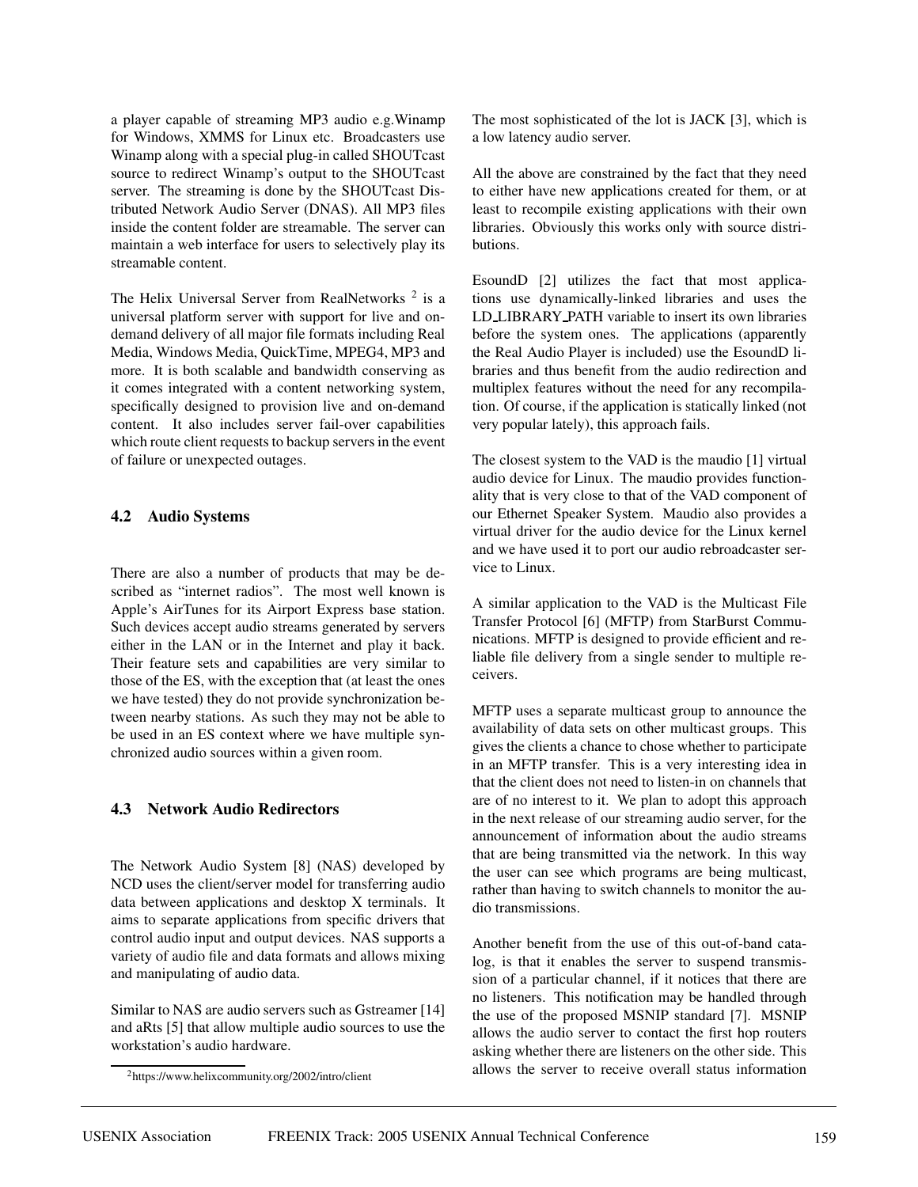a player capable of streaming MP3 audio e.g.Winamp for Windows, XMMS for Linux etc. Broadcasters use Winamp along with a special plug-in called SHOUTcast source to redirect Winamp's output to the SHOUTcast server. The streaming is done by the SHOUTcast Distributed Network Audio Server (DNAS). All MP3 files inside the content folder are streamable. The server can maintain a web interface for users to selectively play its streamable content.

The Helix Universal Server from RealNetworks [2] is a universal platform server with support for live and on-demand delivery of all major file formats including Real Media, Windows Media, QuickTime, MPEG4, MP3 and more. It is both scalable and bandwidth conserving as it comes integrated with a content networking system, specifically designed to provision live and on-demand content. It also includes server fail-over capabilities which route client requests to backup servers in the event of failure or unexpected outages.

### 4.2 Audio Systems

There are also a number of products that may be described as "internet radios". The most well known is Apple's AirTunes for its Airport Express base station. Such devices accept audio streams generated by servers either in the LAN or in the Internet and play it back. Their feature sets and capabilities are very similar to those of the ES, with the exception that (at least the ones we have tested) they do not provide synchronization between nearby stations. As such they may not be able to be used in an ES context where we have multiple synchronized audio sources within a given room.

### 4.3 Network Audio Redirectors

The Network Audio System [8] (NAS) developed by NCD uses the client/server model for transferring audio data between applications and desktop X terminals. It aims to separate applications from specific drivers that control audio input and output devices. NAS supports a variety of audio file and data formats and allows mixing and manipulating of audio data.

Similar to NAS are audio servers such as Gstreamer [14] and aRts [5] that allow multiple audio sources to use the workstation's audio hardware.

The most sophisticated of the lot is JACK [3], which is a low latency audio server.

All the above are constrained by the fact that they need to either have new applications created for them, or at least to recompile existing applications with their own libraries. Obviously this works only with source distributions.

EsoundD [2] utilizes the fact that most applications use dynamically-linked libraries and uses the LD_LIBRARY_PATH variable to insert its own libraries before the system ones. The applications (apparently the Real Audio Player is included) use the EsoundD libraries and thus benefit from the audio redirection and multiplex features without the need for any recompilation. Of course, if the application is statically linked (not very popular lately), this approach fails.

The closest system to the VAD is the maudio [1] virtual audio device for Linux. The maudio provides functionality that is very close to that of the VAD component of our Ethernet Speaker System. Maudio also provides a virtual driver for the audio device for the Linux kernel and we have used it to port our audio rebroadcaster service to Linux.

A similar application to the VAD is the Multicast File Transfer Protocol [6] (MFTP) from StarBurst Communications. MFTP is designed to provide efficient and reliable file delivery from a single sender to multiple receivers.

MFTP uses a separate multicast group to announce the availability of data sets on other multicast groups. This gives the clients a chance to chose whether to participate in an MFTP transfer. This is a very interesting idea in that the client does not need to listen-in on channels that are of no interest to it. We plan to adopt this approach in the next release of our streaming audio server, for the announcement of information about the audio streams that are being transmitted via the network. In this way the user can see which programs are being multicast, rather than having to switch channels to monitor the audio transmissions.

Another benefit from the use of this out-of-band catalog, is that it enables the server to suspend transmission of a particular channel, if it notices that there are no listeners. This notification may be handled through the use of the proposed MSNIP standard [7]. MSNIP allows the audio server to contact the first hop routers asking whether there are listeners on the other side. This allows the server to receive overall status information

[2] https://www.helixcommunity.org/2002/intro/client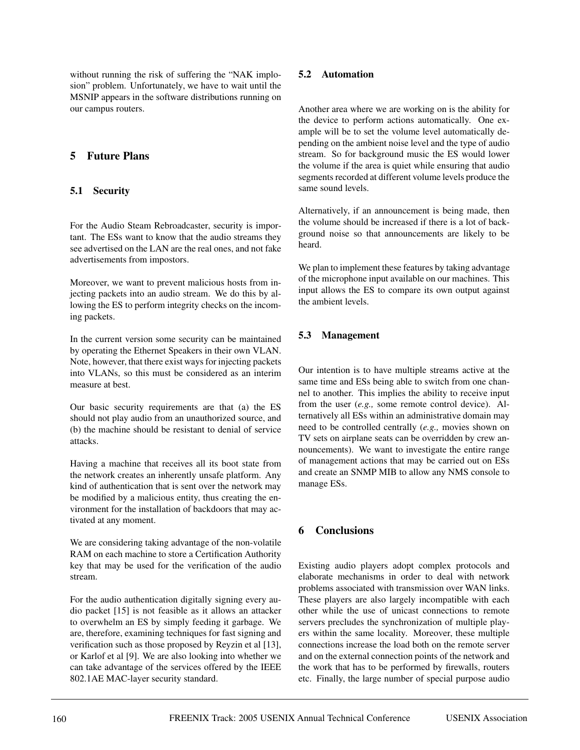without running the risk of suffering the "NAK implosion" problem. Unfortunately, we have to wait until the MSNIP appears in the software distributions running on our campus routers.

## 5 Future Plans

### 5.1 Security

For the Audio Steam Rebroadcaster, security is important. The ESs want to know that the audio streams they see advertised on the LAN are the real ones, and not fake advertisements from impostors.

Moreover, we want to prevent malicious hosts from injecting packets into an audio stream. We do this by allowing the ES to perform integrity checks on the incoming packets.

In the current version some security can be maintained by operating the Ethernet Speakers in their own VLAN. Note, however, that there exist ways for injecting packets into VLANs, so this must be considered as an interim measure at best.

Our basic security requirements are that (a) the ES should not play audio from an unauthorized source, and (b) the machine should be resistant to denial of service attacks.

Having a machine that receives all its boot state from the network creates an inherently unsafe platform. Any kind of authentication that is sent over the network may be modified by a malicious entity, thus creating the environment for the installation of backdoors that may activated at any moment.

We are considering taking advantage of the non-volatile RAM on each machine to store a Certification Authority key that may be used for the verification of the audio stream.

For the audio authentication digitally signing every audio packet [15] is not feasible as it allows an attacker to overwhelm an ES by simply feeding it garbage. We are, therefore, examining techniques for fast signing and verification such as those proposed by Reyzin et al [13], or Karlof et al [9]. We are also looking into whether we can take advantage of the services offered by the IEEE 802.1AE MAC-layer security standard.

### 5.2 Automation

Another area where we are working on is the ability for the device to perform actions automatically. One example will be to set the volume level automatically depending on the ambient noise level and the type of audio stream. So for background music the ES would lower the volume if the area is quiet while ensuring that audio segments recorded at different volume levels produce the same sound levels.

Alternatively, if an announcement is being made, then the volume should be increased if there is a lot of background noise so that announcements are likely to be heard.

We plan to implement these features by taking advantage of the microphone input available on our machines. This input allows the ES to compare its own output against the ambient levels.

### 5.3 Management

Our intention is to have multiple streams active at the same time and ESs being able to switch from one channel to another. This implies the ability to receive input from the user (*e.g.,* some remote control device). Alternatively all ESs within an administrative domain may need to be controlled centrally (*e.g.,* movies shown on TV sets on airplane seats can be overridden by crew announcements). We want to investigate the entire range of management actions that may be carried out on ESs and create an SNMP MIB to allow any NMS console to manage ESs.

## 6 Conclusions

Existing audio players adopt complex protocols and elaborate mechanisms in order to deal with network problems associated with transmission over WAN links. These players are also largely incompatible with each other while the use of unicast connections to remote servers precludes the synchronization of multiple players within the same locality. Moreover, these multiple connections increase the load both on the remote server and on the external connection points of the network and the work that has to be performed by firewalls, routers etc. Finally, the large number of special purpose audio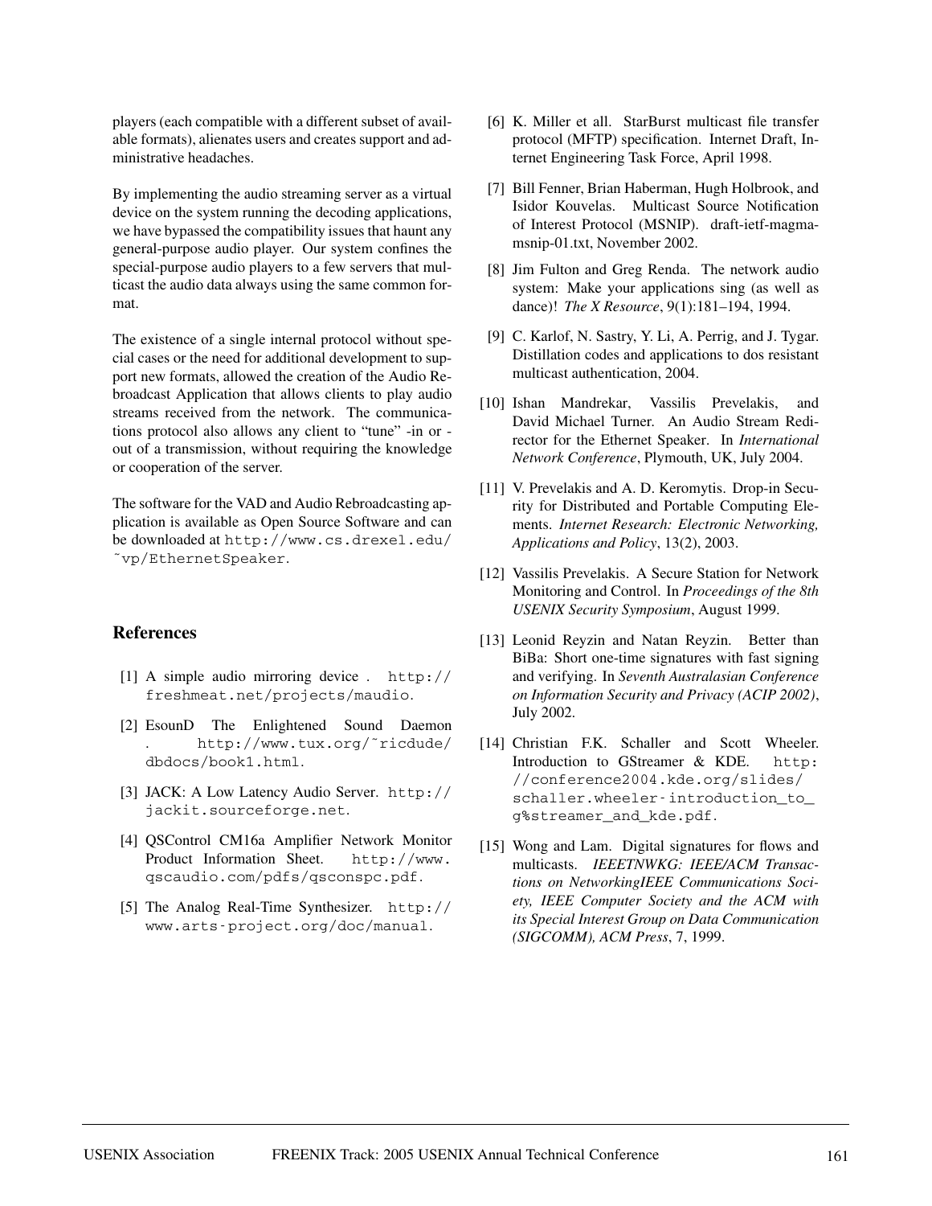players (each compatible with a different subset of available formats), alienates users and creates support and administrative headaches.

By implementing the audio streaming server as a virtual device on the system running the decoding applications, we have bypassed the compatibility issues that haunt any general-purpose audio player. Our system confines the special-purpose audio players to a few servers that multicast the audio data always using the same common format.

The existence of a single internal protocol without special cases or the need for additional development to support new formats, allowed the creation of the Audio Rebroadcast Application that allows clients to play audio streams received from the network. The communications protocol also allows any client to "tune" -in or -out of a transmission, without requiring the knowledge or cooperation of the server.

The software for the VAD and Audio Rebroadcasting application is available as Open Source Software and can be downloaded at http://www.cs.drexel.edu/~vp/EthernetSpeaker.

## References

[1] A simple audio mirroring device . http://freshmeat.net/projects/maudio.

[2] EsounD The Enlightened Sound Daemon . http://www.tux.org/~ricdude/dbdocs/book1.html.

[3] JACK: A Low Latency Audio Server. http://jackit.sourceforge.net.

[4] QSControl CM16a Amplifier Network Monitor Product Information Sheet. http://www.qscaudio.com/pdfs/qsconspc.pdf.

[5] The Analog Real-Time Synthesizer. http://www.arts-project.org/doc/manual.

[6] K. Miller et all. StarBurst multicast file transfer protocol (MFTP) specification. Internet Draft, Internet Engineering Task Force, April 1998.

[7] Bill Fenner, Brian Haberman, Hugh Holbrook, and Isidor Kouvelas. Multicast Source Notification of Interest Protocol (MSNIP). draft-ietf-magma-msnip-01.txt, November 2002.

[8] Jim Fulton and Greg Renda. The network audio system: Make your applications sing (as well as dance)! *The X Resource*, 9(1):181–194, 1994.

[9] C. Karlof, N. Sastry, Y. Li, A. Perrig, and J. Tygar. Distillation codes and applications to dos resistant multicast authentication, 2004.

[10] Ishan Mandrekar, Vassilis Prevelakis, and David Michael Turner. An Audio Stream Redirector for the Ethernet Speaker. In *International Network Conference*, Plymouth, UK, July 2004.

[11] V. Prevelakis and A. D. Keromytis. Drop-in Security for Distributed and Portable Computing Elements. *Internet Research: Electronic Networking, Applications and Policy*, 13(2), 2003.

[12] Vassilis Prevelakis. A Secure Station for Network Monitoring and Control. In *Proceedings of the 8th USENIX Security Symposium*, August 1999.

[13] Leonid Reyzin and Natan Reyzin. Better than BiBa: Short one-time signatures with fast signing and verifying. In *Seventh Australasian Conference on Information Security and Privacy (ACIP 2002)*, July 2002.

[14] Christian F.K. Schaller and Scott Wheeler. Introduction to GStreamer & KDE. http://conference2004.kde.org/slides/schaller.wheeler-introduction_to_g%streamer_and_kde.pdf.

[15] Wong and Lam. Digital signatures for flows and multicasts. *IEEETNWKG: IEEE/ACM Transactions on NetworkingIEEE Communications Society, IEEE Computer Society and the ACM with its Special Interest Group on Data Communication (SIGCOMM), ACM Press*, 7, 1999.